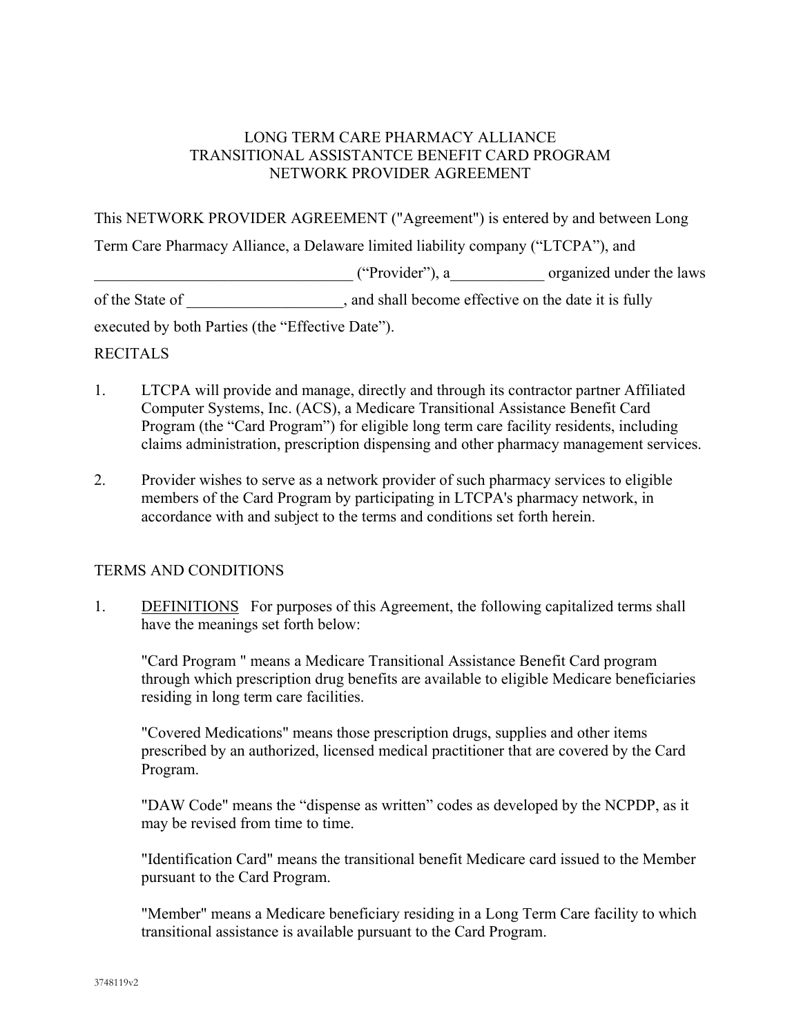# LONG TERM CARE PHARMACY ALLIANCE
# TRANSITIONAL ASSISTANTCE BENEFIT CARD PROGRAM
# NETWORK PROVIDER AGREEMENT

This NETWORK PROVIDER AGREEMENT ("Agreement") is entered by and between Long Term Care Pharmacy Alliance, a Delaware limited liability company ("LTCPA"), and _________________________________ ("Provider"), a____________ organized under the laws of the State of ___________________, and shall become effective on the date it is fully executed by both Parties (the "Effective Date").

RECITALS

1. LTCPA will provide and manage, directly and through its contractor partner Affiliated Computer Systems, Inc. (ACS), a Medicare Transitional Assistance Benefit Card Program (the "Card Program") for eligible long term care facility residents, including claims administration, prescription dispensing and other pharmacy management services.

2. Provider wishes to serve as a network provider of such pharmacy services to eligible members of the Card Program by participating in LTCPA's pharmacy network, in accordance with and subject to the terms and conditions set forth herein.

TERMS AND CONDITIONS

1. DEFINITIONS For purposes of this Agreement, the following capitalized terms shall have the meanings set forth below:

   "Card Program " means a Medicare Transitional Assistance Benefit Card program through which prescription drug benefits are available to eligible Medicare beneficiaries residing in long term care facilities.

   "Covered Medications" means those prescription drugs, supplies and other items prescribed by an authorized, licensed medical practitioner that are covered by the Card Program.

   "DAW Code" means the "dispense as written" codes as developed by the NCPDP, as it may be revised from time to time.

   "Identification Card" means the transitional benefit Medicare card issued to the Member pursuant to the Card Program.

   "Member" means a Medicare beneficiary residing in a Long Term Care facility to which transitional assistance is available pursuant to the Card Program.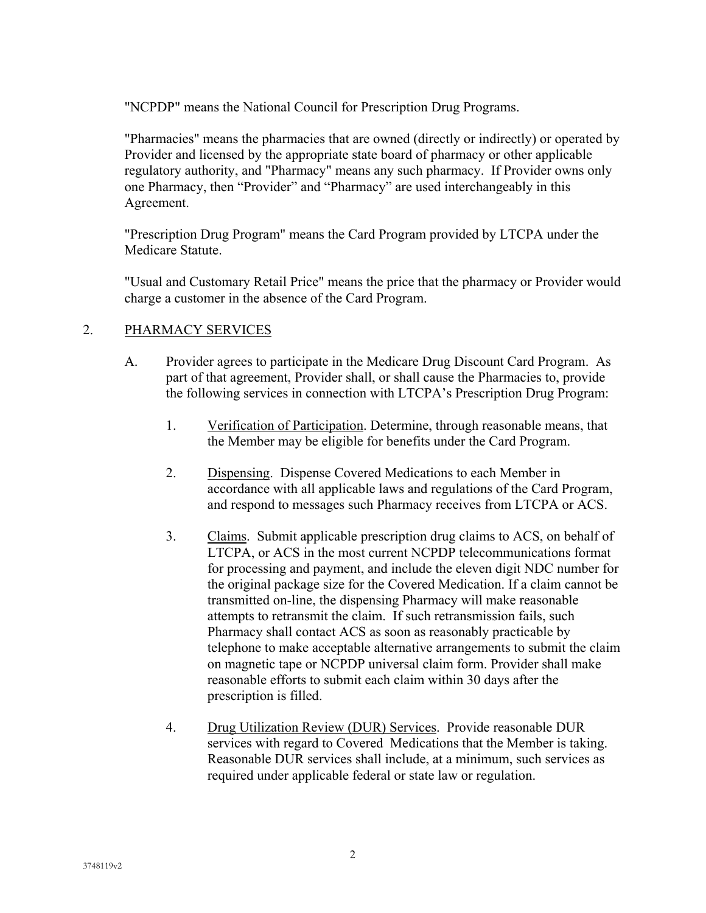"NCPDP" means the National Council for Prescription Drug Programs.

"Pharmacies" means the pharmacies that are owned (directly or indirectly) or operated by Provider and licensed by the appropriate state board of pharmacy or other applicable regulatory authority, and "Pharmacy" means any such pharmacy. If Provider owns only one Pharmacy, then "Provider" and "Pharmacy" are used interchangeably in this Agreement.

"Prescription Drug Program" means the Card Program provided by LTCPA under the Medicare Statute.

"Usual and Customary Retail Price" means the price that the pharmacy or Provider would charge a customer in the absence of the Card Program.

2. PHARMACY SERVICES

A. Provider agrees to participate in the Medicare Drug Discount Card Program. As part of that agreement, Provider shall, or shall cause the Pharmacies to, provide the following services in connection with LTCPA's Prescription Drug Program:

1. Verification of Participation. Determine, through reasonable means, that the Member may be eligible for benefits under the Card Program.

2. Dispensing. Dispense Covered Medications to each Member in accordance with all applicable laws and regulations of the Card Program, and respond to messages such Pharmacy receives from LTCPA or ACS.

3. Claims. Submit applicable prescription drug claims to ACS, on behalf of LTCPA, or ACS in the most current NCPDP telecommunications format for processing and payment, and include the eleven digit NDC number for the original package size for the Covered Medication. If a claim cannot be transmitted on-line, the dispensing Pharmacy will make reasonable attempts to retransmit the claim. If such retransmission fails, such Pharmacy shall contact ACS as soon as reasonably practicable by telephone to make acceptable alternative arrangements to submit the claim on magnetic tape or NCPDP universal claim form. Provider shall make reasonable efforts to submit each claim within 30 days after the prescription is filled.

4. Drug Utilization Review (DUR) Services. Provide reasonable DUR services with regard to Covered Medications that the Member is taking. Reasonable DUR services shall include, at a minimum, such services as required under applicable federal or state law or regulation.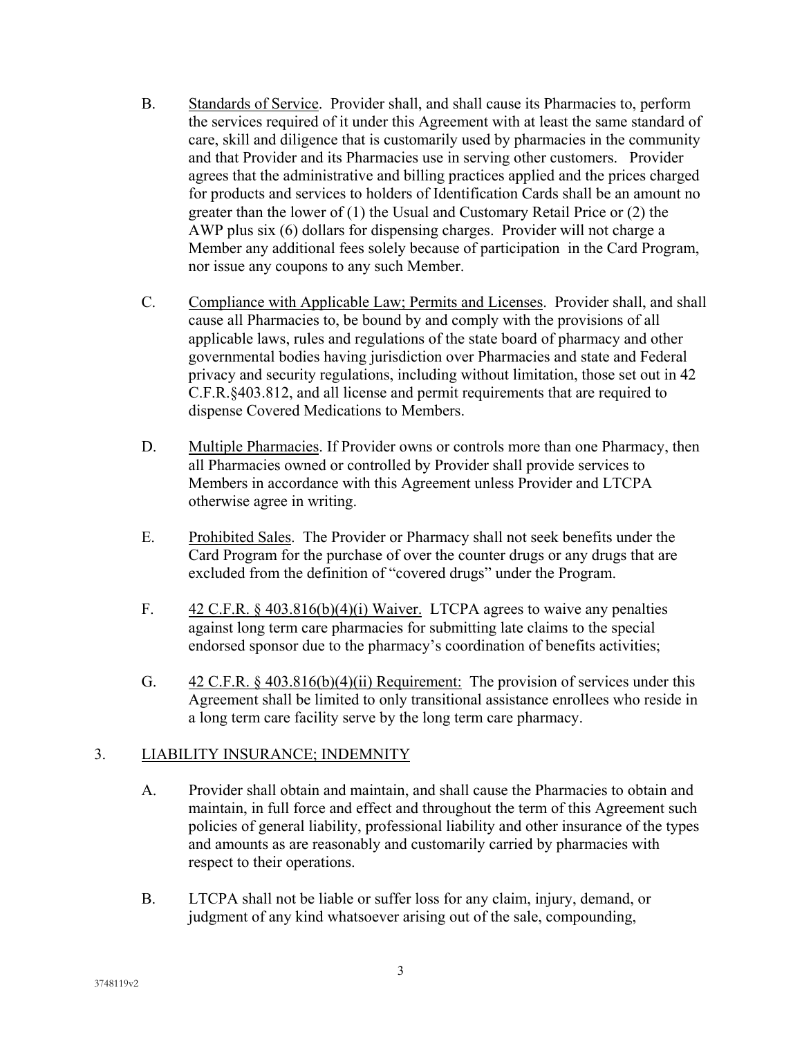B. Standards of Service. Provider shall, and shall cause its Pharmacies to, perform the services required of it under this Agreement with at least the same standard of care, skill and diligence that is customarily used by pharmacies in the community and that Provider and its Pharmacies use in serving other customers. Provider agrees that the administrative and billing practices applied and the prices charged for products and services to holders of Identification Cards shall be an amount no greater than the lower of (1) the Usual and Customary Retail Price or (2) the AWP plus six (6) dollars for dispensing charges. Provider will not charge a Member any additional fees solely because of participation in the Card Program, nor issue any coupons to any such Member.

C. Compliance with Applicable Law; Permits and Licenses. Provider shall, and shall cause all Pharmacies to, be bound by and comply with the provisions of all applicable laws, rules and regulations of the state board of pharmacy and other governmental bodies having jurisdiction over Pharmacies and state and Federal privacy and security regulations, including without limitation, those set out in 42 C.F.R.§403.812, and all license and permit requirements that are required to dispense Covered Medications to Members.

D. Multiple Pharmacies. If Provider owns or controls more than one Pharmacy, then all Pharmacies owned or controlled by Provider shall provide services to Members in accordance with this Agreement unless Provider and LTCPA otherwise agree in writing.

E. Prohibited Sales. The Provider or Pharmacy shall not seek benefits under the Card Program for the purchase of over the counter drugs or any drugs that are excluded from the definition of "covered drugs" under the Program.

F. 42 C.F.R. § 403.816(b)(4)(i) Waiver. LTCPA agrees to waive any penalties against long term care pharmacies for submitting late claims to the special endorsed sponsor due to the pharmacy's coordination of benefits activities;

G. 42 C.F.R. § 403.816(b)(4)(ii) Requirement: The provision of services under this Agreement shall be limited to only transitional assistance enrollees who reside in a long term care facility serve by the long term care pharmacy.

## 3. LIABILITY INSURANCE; INDEMNITY

A. Provider shall obtain and maintain, and shall cause the Pharmacies to obtain and maintain, in full force and effect and throughout the term of this Agreement such policies of general liability, professional liability and other insurance of the types and amounts as are reasonably and customarily carried by pharmacies with respect to their operations.

B. LTCPA shall not be liable or suffer loss for any claim, injury, demand, or judgment of any kind whatsoever arising out of the sale, compounding,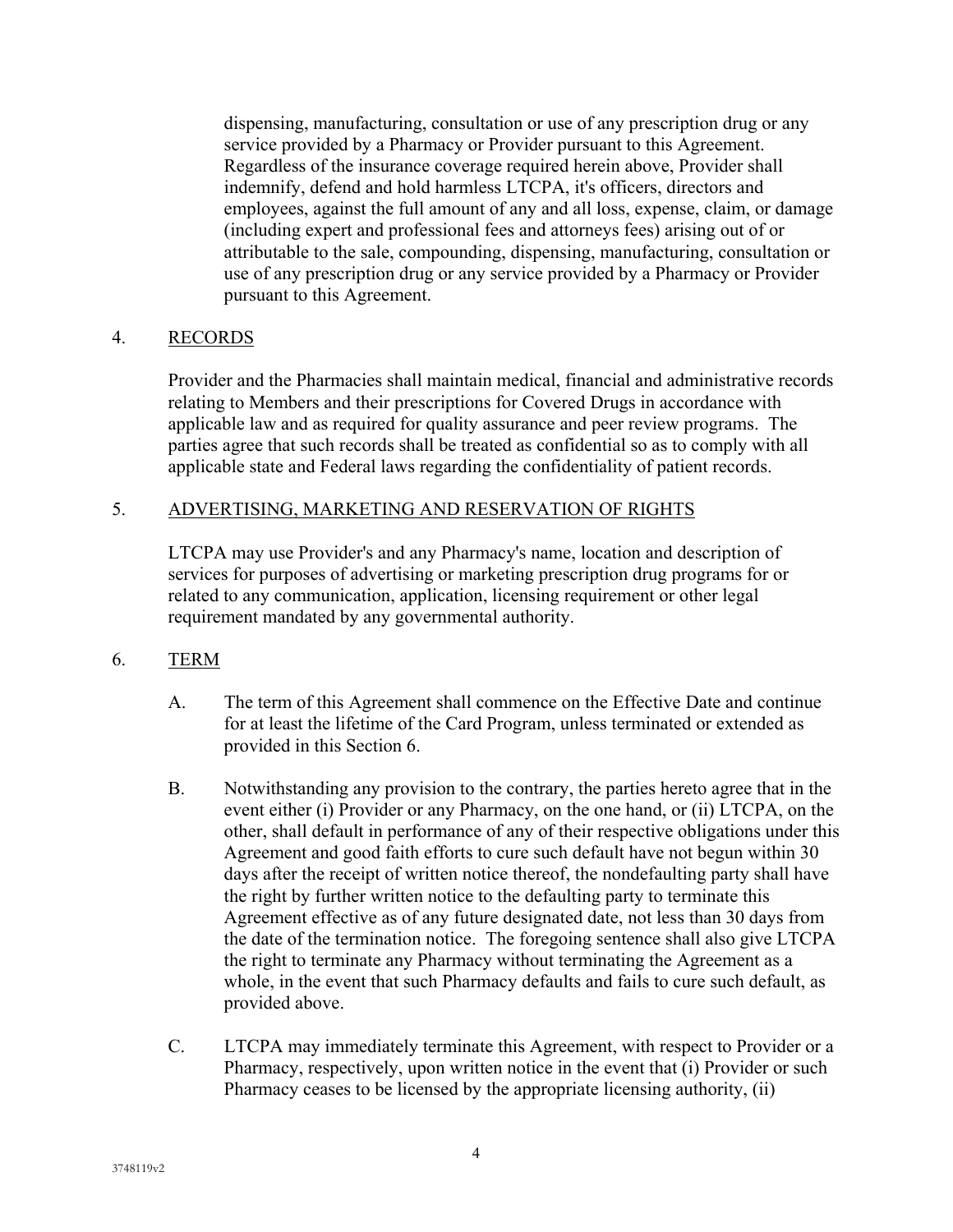dispensing, manufacturing, consultation or use of any prescription drug or any service provided by a Pharmacy or Provider pursuant to this Agreement. Regardless of the insurance coverage required herein above, Provider shall indemnify, defend and hold harmless LTCPA, it's officers, directors and employees, against the full amount of any and all loss, expense, claim, or damage (including expert and professional fees and attorneys fees) arising out of or attributable to the sale, compounding, dispensing, manufacturing, consultation or use of any prescription drug or any service provided by a Pharmacy or Provider pursuant to this Agreement.

4. RECORDS

Provider and the Pharmacies shall maintain medical, financial and administrative records relating to Members and their prescriptions for Covered Drugs in accordance with applicable law and as required for quality assurance and peer review programs. The parties agree that such records shall be treated as confidential so as to comply with all applicable state and Federal laws regarding the confidentiality of patient records.

5. ADVERTISING, MARKETING AND RESERVATION OF RIGHTS

LTCPA may use Provider's and any Pharmacy's name, location and description of services for purposes of advertising or marketing prescription drug programs for or related to any communication, application, licensing requirement or other legal requirement mandated by any governmental authority.

6. TERM

A. The term of this Agreement shall commence on the Effective Date and continue for at least the lifetime of the Card Program, unless terminated or extended as provided in this Section 6.

B. Notwithstanding any provision to the contrary, the parties hereto agree that in the event either (i) Provider or any Pharmacy, on the one hand, or (ii) LTCPA, on the other, shall default in performance of any of their respective obligations under this Agreement and good faith efforts to cure such default have not begun within 30 days after the receipt of written notice thereof, the nondefaulting party shall have the right by further written notice to the defaulting party to terminate this Agreement effective as of any future designated date, not less than 30 days from the date of the termination notice. The foregoing sentence shall also give LTCPA the right to terminate any Pharmacy without terminating the Agreement as a whole, in the event that such Pharmacy defaults and fails to cure such default, as provided above.

C. LTCPA may immediately terminate this Agreement, with respect to Provider or a Pharmacy, respectively, upon written notice in the event that (i) Provider or such Pharmacy ceases to be licensed by the appropriate licensing authority, (ii)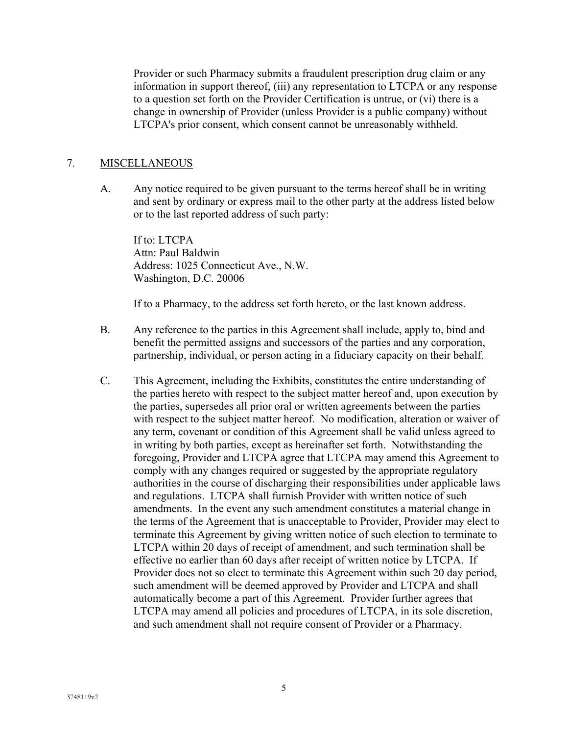Provider or such Pharmacy submits a fraudulent prescription drug claim or any information in support thereof, (iii) any representation to LTCPA or any response to a question set forth on the Provider Certification is untrue, or (vi) there is a change in ownership of Provider (unless Provider is a public company) without LTCPA's prior consent, which consent cannot be unreasonably withheld.

7. MISCELLANEOUS

A. Any notice required to be given pursuant to the terms hereof shall be in writing and sent by ordinary or express mail to the other party at the address listed below or to the last reported address of such party:

If to: LTCPA
Attn: Paul Baldwin
Address: 1025 Connecticut Ave., N.W.
Washington, D.C. 20006

If to a Pharmacy, to the address set forth hereto, or the last known address.

B. Any reference to the parties in this Agreement shall include, apply to, bind and benefit the permitted assigns and successors of the parties and any corporation, partnership, individual, or person acting in a fiduciary capacity on their behalf.

C. This Agreement, including the Exhibits, constitutes the entire understanding of the parties hereto with respect to the subject matter hereof and, upon execution by the parties, supersedes all prior oral or written agreements between the parties with respect to the subject matter hereof. No modification, alteration or waiver of any term, covenant or condition of this Agreement shall be valid unless agreed to in writing by both parties, except as hereinafter set forth. Notwithstanding the foregoing, Provider and LTCPA agree that LTCPA may amend this Agreement to comply with any changes required or suggested by the appropriate regulatory authorities in the course of discharging their responsibilities under applicable laws and regulations. LTCPA shall furnish Provider with written notice of such amendments. In the event any such amendment constitutes a material change in the terms of the Agreement that is unacceptable to Provider, Provider may elect to terminate this Agreement by giving written notice of such election to terminate to LTCPA within 20 days of receipt of amendment, and such termination shall be effective no earlier than 60 days after receipt of written notice by LTCPA. If Provider does not so elect to terminate this Agreement within such 20 day period, such amendment will be deemed approved by Provider and LTCPA and shall automatically become a part of this Agreement. Provider further agrees that LTCPA may amend all policies and procedures of LTCPA, in its sole discretion, and such amendment shall not require consent of Provider or a Pharmacy.

3748119v2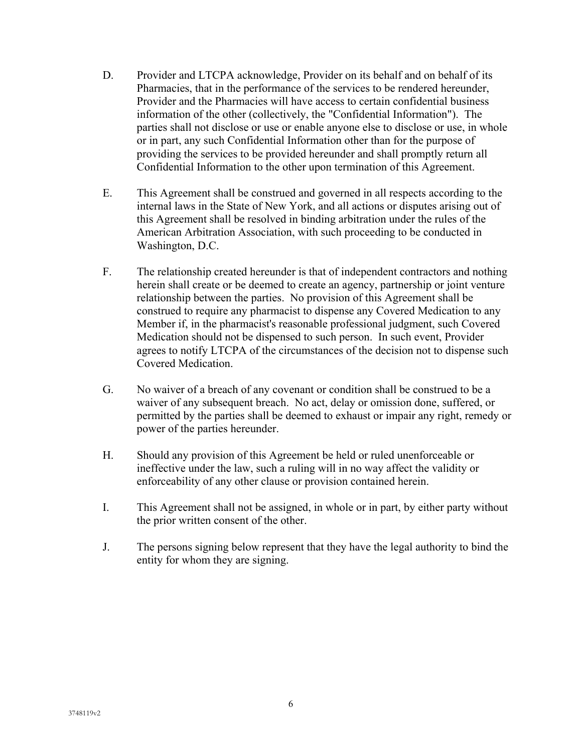D. Provider and LTCPA acknowledge, Provider on its behalf and on behalf of its Pharmacies, that in the performance of the services to be rendered hereunder, Provider and the Pharmacies will have access to certain confidential business information of the other (collectively, the "Confidential Information"). The parties shall not disclose or use or enable anyone else to disclose or use, in whole or in part, any such Confidential Information other than for the purpose of providing the services to be provided hereunder and shall promptly return all Confidential Information to the other upon termination of this Agreement.

E. This Agreement shall be construed and governed in all respects according to the internal laws in the State of New York, and all actions or disputes arising out of this Agreement shall be resolved in binding arbitration under the rules of the American Arbitration Association, with such proceeding to be conducted in Washington, D.C.

F. The relationship created hereunder is that of independent contractors and nothing herein shall create or be deemed to create an agency, partnership or joint venture relationship between the parties. No provision of this Agreement shall be construed to require any pharmacist to dispense any Covered Medication to any Member if, in the pharmacist's reasonable professional judgment, such Covered Medication should not be dispensed to such person. In such event, Provider agrees to notify LTCPA of the circumstances of the decision not to dispense such Covered Medication.

G. No waiver of a breach of any covenant or condition shall be construed to be a waiver of any subsequent breach. No act, delay or omission done, suffered, or permitted by the parties shall be deemed to exhaust or impair any right, remedy or power of the parties hereunder.

H. Should any provision of this Agreement be held or ruled unenforceable or ineffective under the law, such a ruling will in no way affect the validity or enforceability of any other clause or provision contained herein.

I. This Agreement shall not be assigned, in whole or in part, by either party without the prior written consent of the other.

J. The persons signing below represent that they have the legal authority to bind the entity for whom they are signing.

3748119v2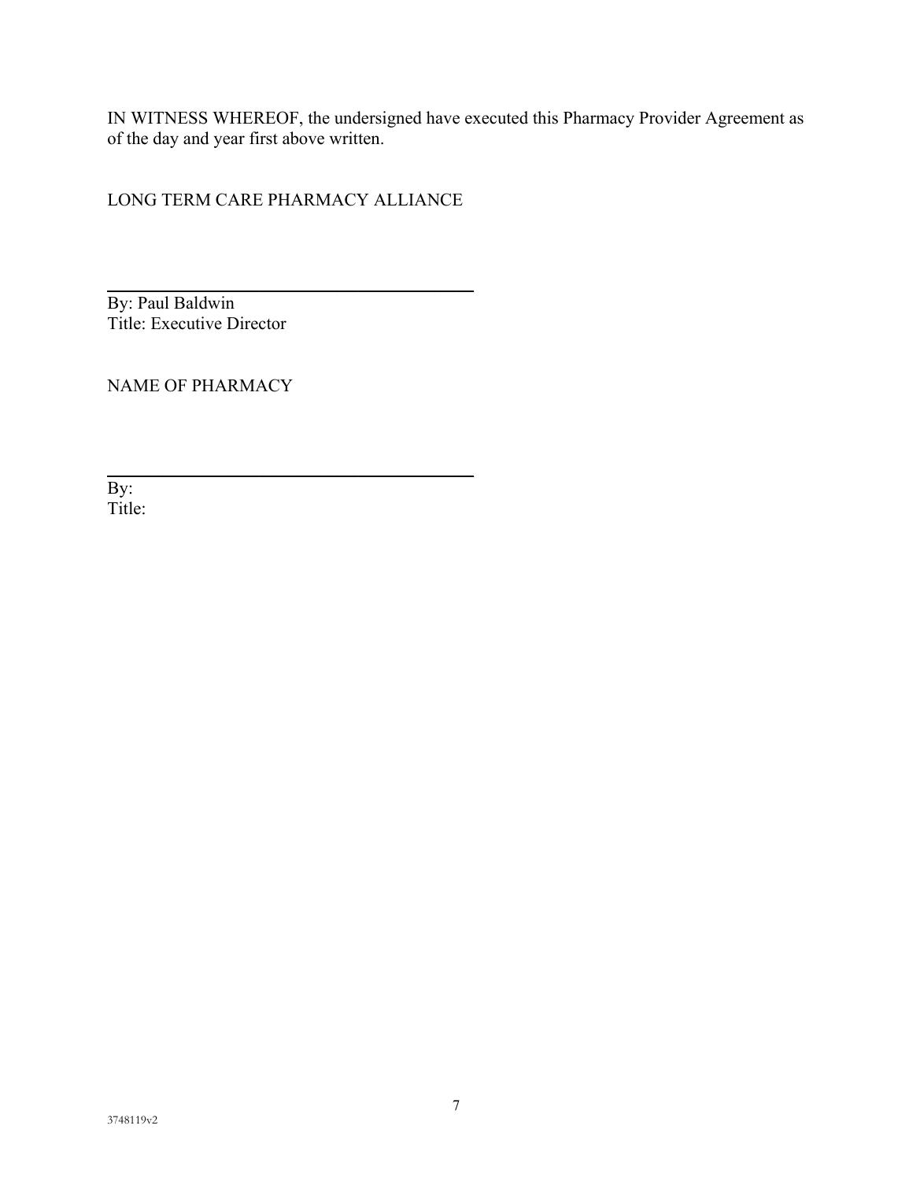IN WITNESS WHEREOF, the undersigned have executed this Pharmacy Provider Agreement as of the day and year first above written.

LONG TERM CARE PHARMACY ALLIANCE

\_\_\_\_\_\_\_\_\_\_\_\_\_\_\_\_\_\_\_\_\_\_\_\_\_\_\_\_\_\_\_\_\_\_\_\_\_\_\_\_

By: Paul Baldwin  
Title: Executive Director

NAME OF PHARMACY

\_\_\_\_\_\_\_\_\_\_\_\_\_\_\_\_\_\_\_\_\_\_\_\_\_\_\_\_\_\_\_\_\_\_\_\_\_\_\_\_

By:  
Title:

3748119v2